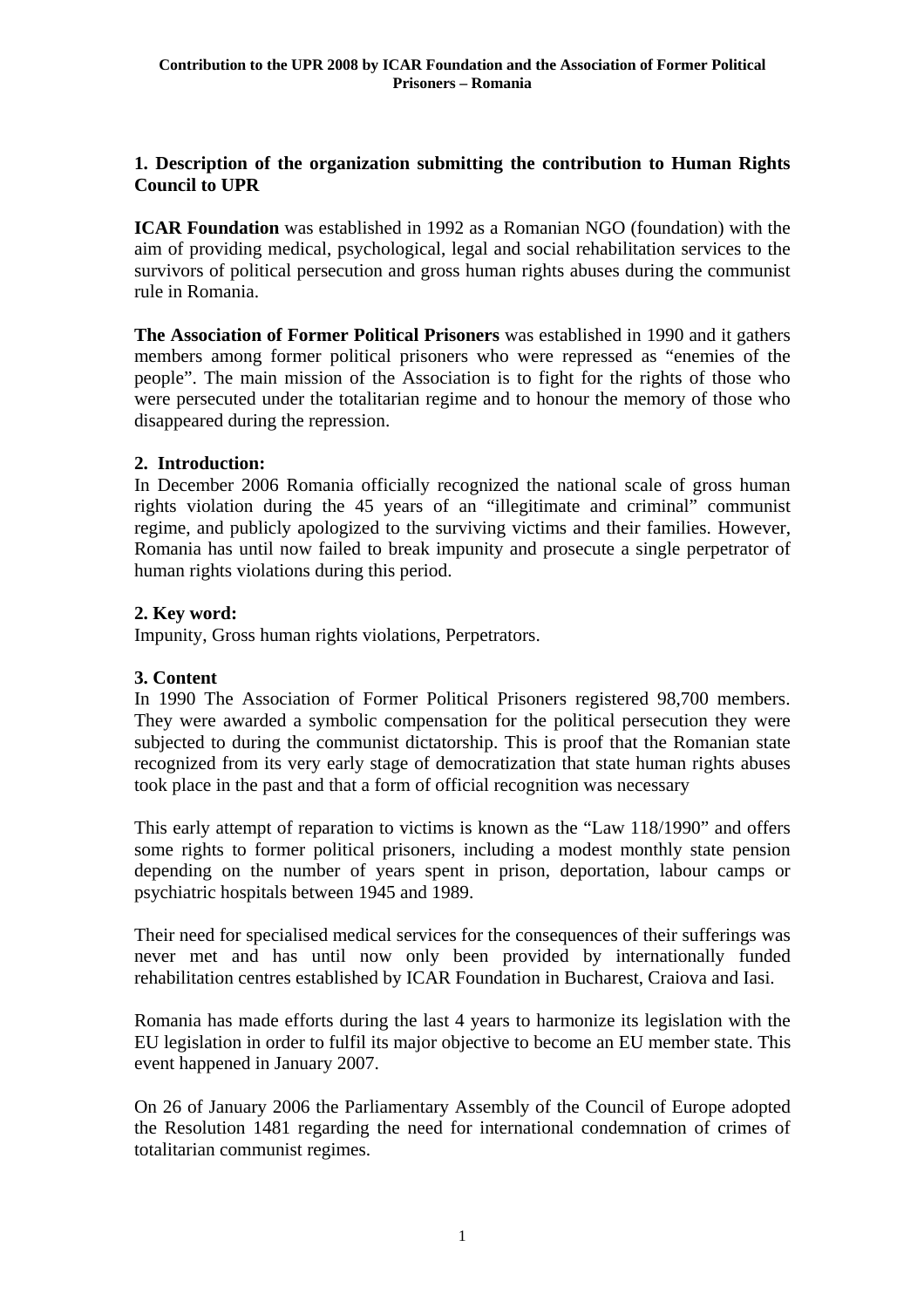**Contribution to the UPR 2008 by ICAR Foundation and the Association of Former Political Prisoners – Romania**

## 1. Description of the organization submitting the contribution to Human Rights Council to UPR

**ICAR Foundation** was established in 1992 as a Romanian NGO (foundation) with the aim of providing medical, psychological, legal and social rehabilitation services to the survivors of political persecution and gross human rights abuses during the communist rule in Romania.

**The Association of Former Political Prisoners** was established in 1990 and it gathers members among former political prisoners who were repressed as "enemies of the people". The main mission of the Association is to fight for the rights of those who were persecuted under the totalitarian regime and to honour the memory of those who disappeared during the repression.

## 2. Introduction:

In December 2006 Romania officially recognized the national scale of gross human rights violation during the 45 years of an "illegitimate and criminal" communist regime, and publicly apologized to the surviving victims and their families. However, Romania has until now failed to break impunity and prosecute a single perpetrator of human rights violations during this period.

## 2. Key word:

Impunity, Gross human rights violations, Perpetrators.

## 3. Content

In 1990 The Association of Former Political Prisoners registered 98,700 members. They were awarded a symbolic compensation for the political persecution they were subjected to during the communist dictatorship. This is proof that the Romanian state recognized from its very early stage of democratization that state human rights abuses took place in the past and that a form of official recognition was necessary

This early attempt of reparation to victims is known as the "Law 118/1990" and offers some rights to former political prisoners, including a modest monthly state pension depending on the number of years spent in prison, deportation, labour camps or psychiatric hospitals between 1945 and 1989.

Their need for specialised medical services for the consequences of their sufferings was never met and has until now only been provided by internationally funded rehabilitation centres established by ICAR Foundation in Bucharest, Craiova and Iasi.

Romania has made efforts during the last 4 years to harmonize its legislation with the EU legislation in order to fulfil its major objective to become an EU member state. This event happened in January 2007.

On 26 of January 2006 the Parliamentary Assembly of the Council of Europe adopted the Resolution 1481 regarding the need for international condemnation of crimes of totalitarian communist regimes.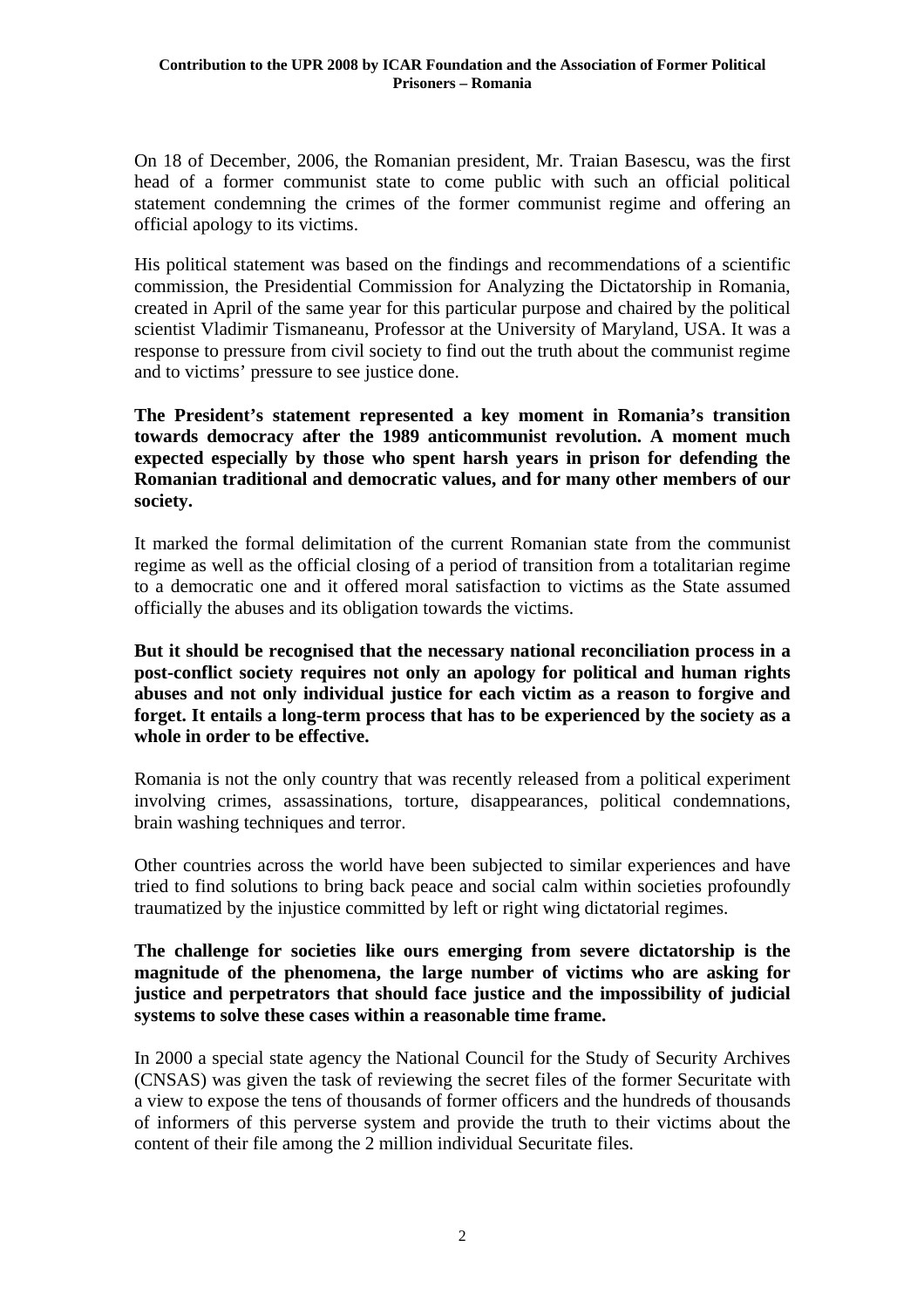On 18 of December, 2006, the Romanian president, Mr. Traian Basescu, was the first head of a former communist state to come public with such an official political statement condemning the crimes of the former communist regime and offering an official apology to its victims.

His political statement was based on the findings and recommendations of a scientific commission, the Presidential Commission for Analyzing the Dictatorship in Romania, created in April of the same year for this particular purpose and chaired by the political scientist Vladimir Tismaneanu, Professor at the University of Maryland, USA. It was a response to pressure from civil society to find out the truth about the communist regime and to victims' pressure to see justice done.

**The President's statement represented a key moment in Romania's transition towards democracy after the 1989 anticommunist revolution. A moment much expected especially by those who spent harsh years in prison for defending the Romanian traditional and democratic values, and for many other members of our society.**

It marked the formal delimitation of the current Romanian state from the communist regime as well as the official closing of a period of transition from a totalitarian regime to a democratic one and it offered moral satisfaction to victims as the State assumed officially the abuses and its obligation towards the victims.

**But it should be recognised that the necessary national reconciliation process in a post-conflict society requires not only an apology for political and human rights abuses and not only individual justice for each victim as a reason to forgive and forget. It entails a long-term process that has to be experienced by the society as a whole in order to be effective.**

Romania is not the only country that was recently released from a political experiment involving crimes, assassinations, torture, disappearances, political condemnations, brain washing techniques and terror.

Other countries across the world have been subjected to similar experiences and have tried to find solutions to bring back peace and social calm within societies profoundly traumatized by the injustice committed by left or right wing dictatorial regimes.

**The challenge for societies like ours emerging from severe dictatorship is the magnitude of the phenomena, the large number of victims who are asking for justice and perpetrators that should face justice and the impossibility of judicial systems to solve these cases within a reasonable time frame.**

In 2000 a special state agency the National Council for the Study of Security Archives (CNSAS) was given the task of reviewing the secret files of the former Securitate with a view to expose the tens of thousands of former officers and the hundreds of thousands of informers of this perverse system and provide the truth to their victims about the content of their file among the 2 million individual Securitate files.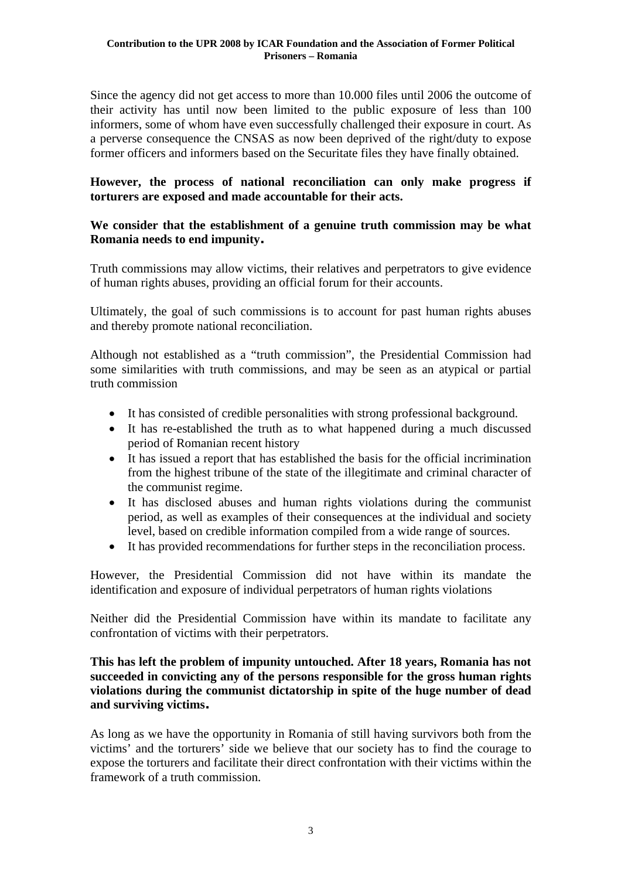Since the agency did not get access to more than 10.000 files until 2006 the outcome of their activity has until now been limited to the public exposure of less than 100 informers, some of whom have even successfully challenged their exposure in court. As a perverse consequence the CNSAS as now been deprived of the right/duty to expose former officers and informers based on the Securitate files they have finally obtained.

**However, the process of national reconciliation can only make progress if torturers are exposed and made accountable for their acts.**

**We consider that the establishment of a genuine truth commission may be what Romania needs to end impunity.**

Truth commissions may allow victims, their relatives and perpetrators to give evidence of human rights abuses, providing an official forum for their accounts.

Ultimately, the goal of such commissions is to account for past human rights abuses and thereby promote national reconciliation.

Although not established as a "truth commission", the Presidential Commission had some similarities with truth commissions, and may be seen as an atypical or partial truth commission

- It has consisted of credible personalities with strong professional background.
- It has re-established the truth as to what happened during a much discussed period of Romanian recent history
- It has issued a report that has established the basis for the official incrimination from the highest tribune of the state of the illegitimate and criminal character of the communist regime.
- It has disclosed abuses and human rights violations during the communist period, as well as examples of their consequences at the individual and society level, based on credible information compiled from a wide range of sources.
- It has provided recommendations for further steps in the reconciliation process.

However, the Presidential Commission did not have within its mandate the identification and exposure of individual perpetrators of human rights violations

Neither did the Presidential Commission have within its mandate to facilitate any confrontation of victims with their perpetrators.

**This has left the problem of impunity untouched. After 18 years, Romania has not succeeded in convicting any of the persons responsible for the gross human rights violations during the communist dictatorship in spite of the huge number of dead and surviving victims.**

As long as we have the opportunity in Romania of still having survivors both from the victims' and the torturers' side we believe that our society has to find the courage to expose the torturers and facilitate their direct confrontation with their victims within the framework of a truth commission.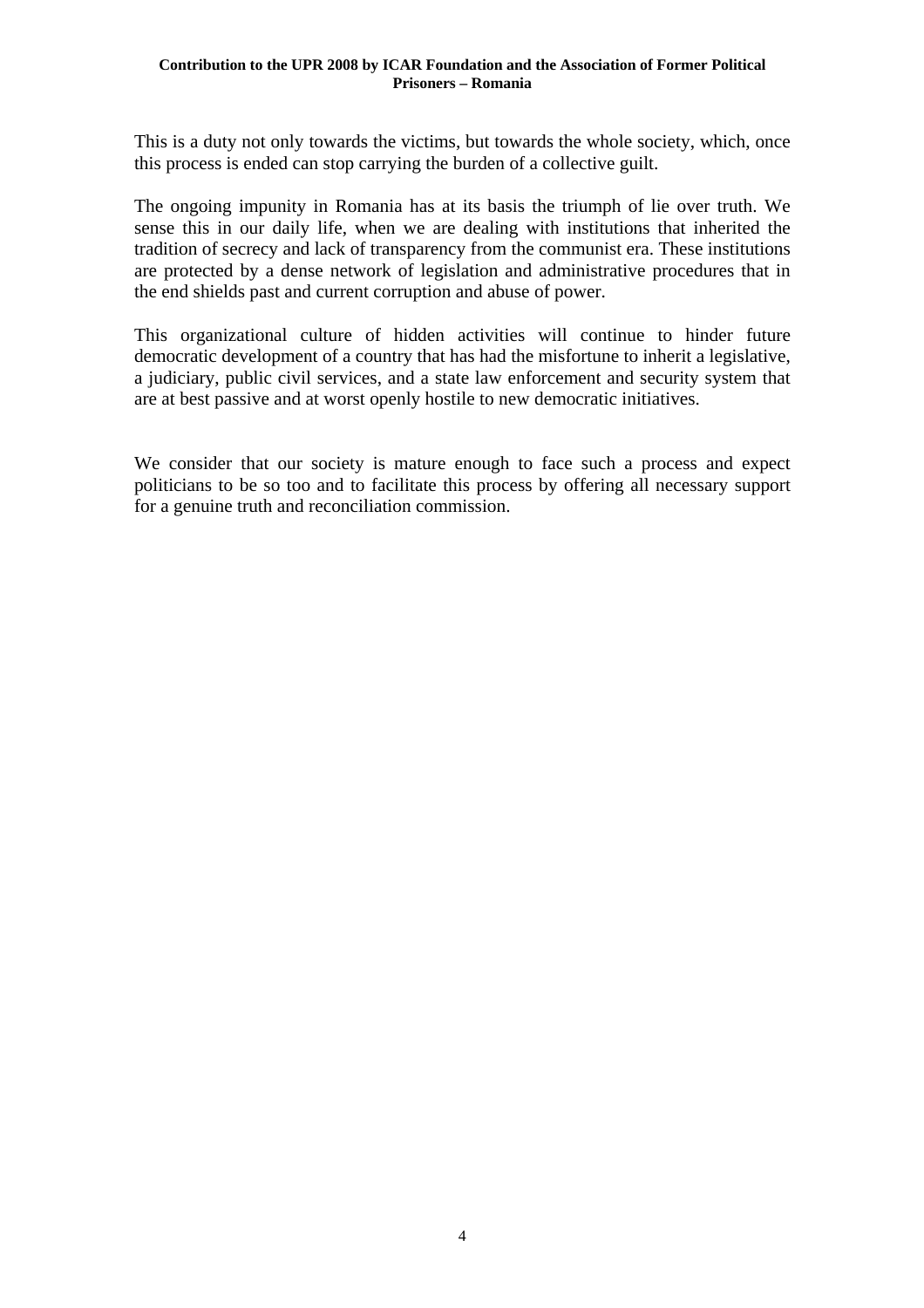This is a duty not only towards the victims, but towards the whole society, which, once this process is ended can stop carrying the burden of a collective guilt.

The ongoing impunity in Romania has at its basis the triumph of lie over truth. We sense this in our daily life, when we are dealing with institutions that inherited the tradition of secrecy and lack of transparency from the communist era. These institutions are protected by a dense network of legislation and administrative procedures that in the end shields past and current corruption and abuse of power.

This organizational culture of hidden activities will continue to hinder future democratic development of a country that has had the misfortune to inherit a legislative, a judiciary, public civil services, and a state law enforcement and security system that are at best passive and at worst openly hostile to new democratic initiatives.

We consider that our society is mature enough to face such a process and expect politicians to be so too and to facilitate this process by offering all necessary support for a genuine truth and reconciliation commission.